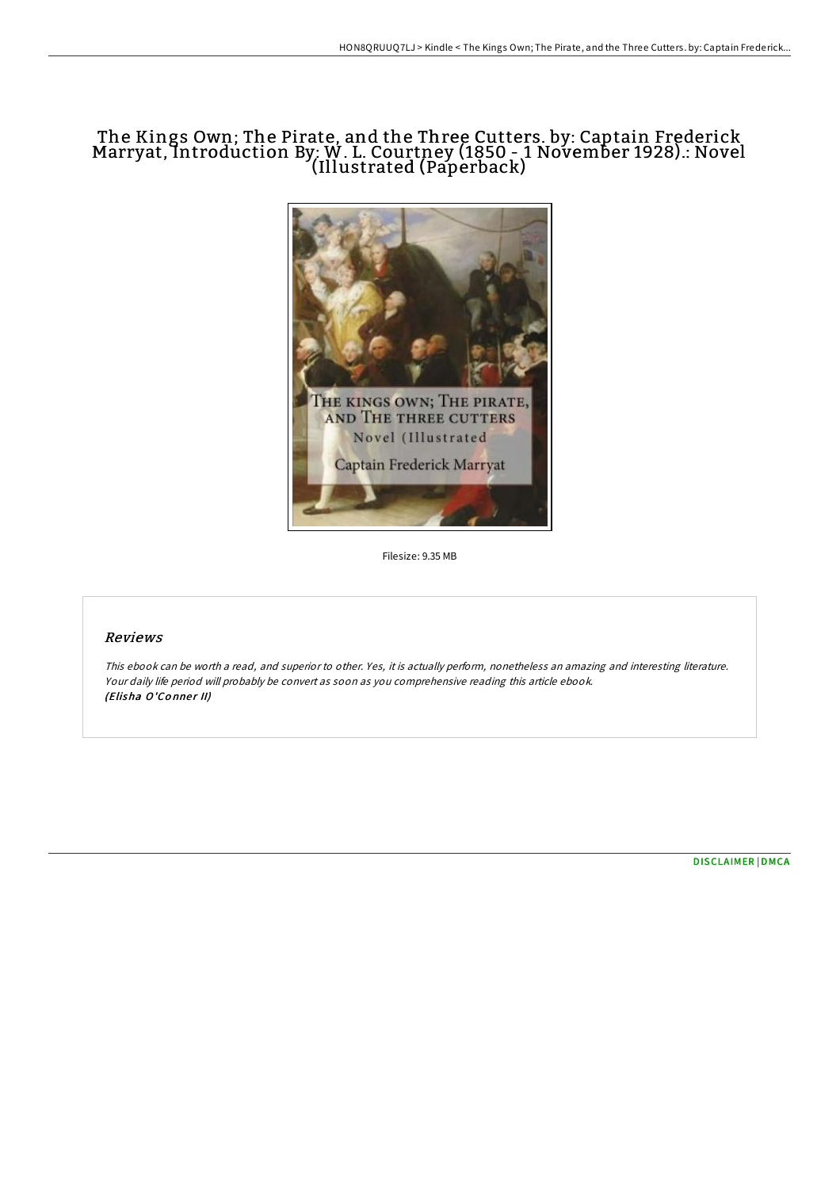# The Kings Own; The Pirate, and the Three Cutters. by: Captain Frederick Marryat, Introduction By: W. L. Courtney (1850 - 1 November 1928).: Novel (Illustrated (Paperback)

Filesize: 9.35 MB

## Reviews

*This ebook can be worth a read, and superior to other. Yes, it is actually perform, nonetheless an amazing and interesting literature. Your daily life period will probably be convert as soon as you comprehensive reading this article ebook.*
***(Elisha O'Conner II)***

DISCLAIMER | DMCA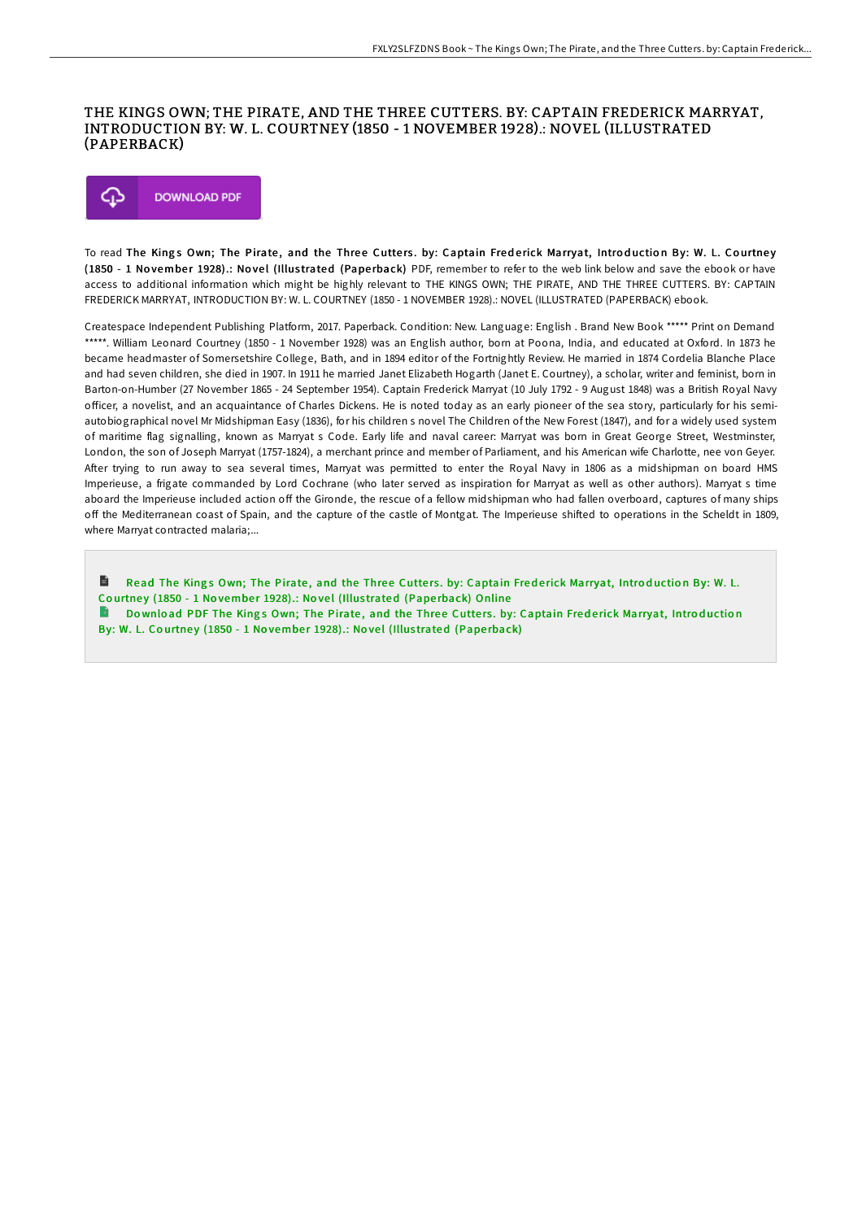# THE KINGS OWN; THE PIRATE, AND THE THREE CUTTERS. BY: CAPTAIN FREDERICK MARRYAT, INTRODUCTION BY: W. L. COURTNEY (1850 - 1 NOVEMBER 1928).: NOVEL (ILLUSTRATED (PAPERBACK)

DOWNLOAD PDF

To read **The Kings Own; The Pirate, and the Three Cutters. by: Captain Frederick Marryat, Introduction By: W. L. Courtney (1850 - 1 November 1928).: Novel (Illustrated (Paperback)** PDF, remember to refer to the web link below and save the ebook or have access to additional information which might be highly relevant to THE KINGS OWN; THE PIRATE, AND THE THREE CUTTERS. BY: CAPTAIN FREDERICK MARRYAT, INTRODUCTION BY: W. L. COURTNEY (1850 - 1 NOVEMBER 1928).: NOVEL (ILLUSTRATED (PAPERBACK) ebook.

Createspace Independent Publishing Platform, 2017. Paperback. Condition: New. Language: English . Brand New Book ***** Print on Demand *****. William Leonard Courtney (1850 - 1 November 1928) was an English author, born at Poona, India, and educated at Oxford. In 1873 he became headmaster of Somersetshire College, Bath, and in 1894 editor of the Fortnightly Review. He married in 1874 Cordelia Blanche Place and had seven children, she died in 1907. In 1911 he married Janet Elizabeth Hogarth (Janet E. Courtney), a scholar, writer and feminist, born in Barton-on-Humber (27 November 1865 - 24 September 1954). Captain Frederick Marryat (10 July 1792 - 9 August 1848) was a British Royal Navy officer, a novelist, and an acquaintance of Charles Dickens. He is noted today as an early pioneer of the sea story, particularly for his semi-autobiographical novel Mr Midshipman Easy (1836), for his children s novel The Children of the New Forest (1847), and for a widely used system of maritime flag signalling, known as Marryat s Code. Early life and naval career: Marryat was born in Great George Street, Westminster, London, the son of Joseph Marryat (1757-1824), a merchant prince and member of Parliament, and his American wife Charlotte, nee von Geyer. After trying to run away to sea several times, Marryat was permitted to enter the Royal Navy in 1806 as a midshipman on board HMS Imperieuse, a frigate commanded by Lord Cochrane (who later served as inspiration for Marryat as well as other authors). Marryat s time aboard the Imperieuse included action off the Gironde, the rescue of a fellow midshipman who had fallen overboard, captures of many ships off the Mediterranean coast of Spain, and the capture of the castle of Montgat. The Imperieuse shifted to operations in the Scheldt in 1809, where Marryat contracted malaria;...

Read The Kings Own; The Pirate, and the Three Cutters. by: Captain Frederick Marryat, Introduction By: W. L. Courtney (1850 - 1 November 1928).: Novel (Illustrated (Paperback) Online

Download PDF The Kings Own; The Pirate, and the Three Cutters. by: Captain Frederick Marryat, Introduction By: W. L. Courtney (1850 - 1 November 1928).: Novel (Illustrated (Paperback)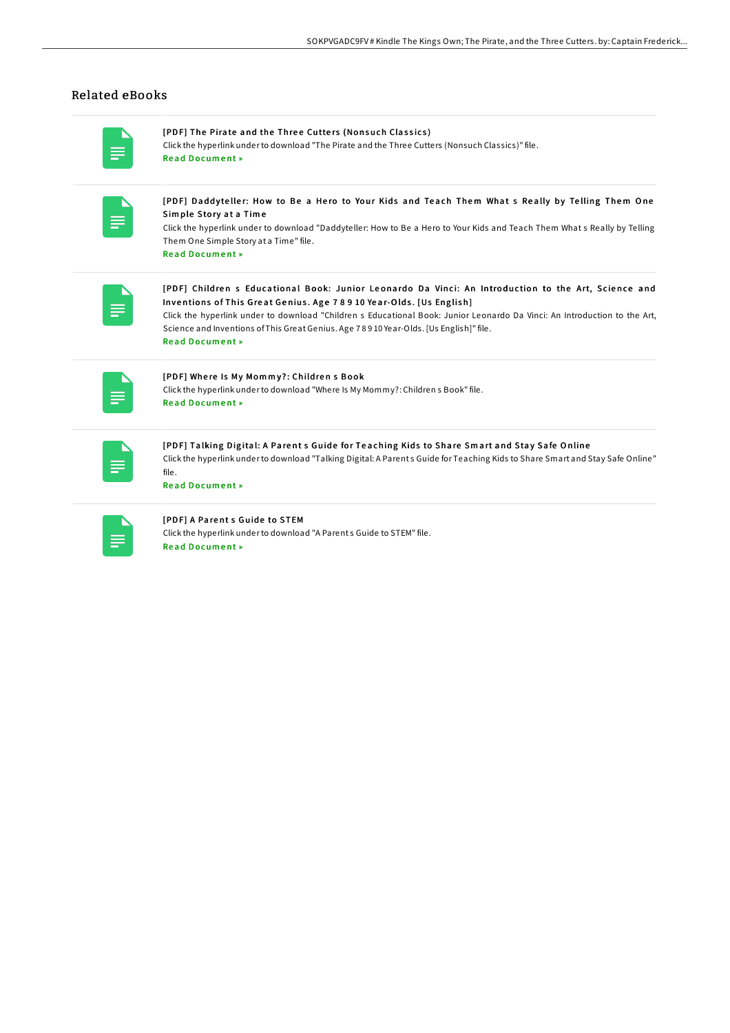## Related eBooks

[PDF] The Pirate and the Three Cutters (Nonsuch Classics)
Click the hyperlink under to download "The Pirate and the Three Cutters (Nonsuch Classics)" file.
Read Document »

[PDF] Daddyteller: How to Be a Hero to Your Kids and Teach Them What s Really by Telling Them One Simple Story at a Time
Click the hyperlink under to download "Daddyteller: How to Be a Hero to Your Kids and Teach Them What s Really by Telling Them One Simple Story at a Time" file.
Read Document »

[PDF] Children s Educational Book: Junior Leonardo Da Vinci: An Introduction to the Art, Science and Inventions of This Great Genius. Age 7 8 9 10 Year-Olds. [Us English]
Click the hyperlink under to download "Children s Educational Book: Junior Leonardo Da Vinci: An Introduction to the Art, Science and Inventions of This Great Genius. Age 7 8 9 10 Year-Olds. [Us English]" file.
Read Document »

[PDF] Where Is My Mommy?: Children s Book
Click the hyperlink under to download "Where Is My Mommy?: Children s Book" file.
Read Document »

[PDF] Talking Digital: A Parent s Guide for Teaching Kids to Share Smart and Stay Safe Online
Click the hyperlink under to download "Talking Digital: A Parent s Guide for Teaching Kids to Share Smart and Stay Safe Online" file.
Read Document »

[PDF] A Parent s Guide to STEM
Click the hyperlink under to download "A Parent s Guide to STEM" file.
Read Document »